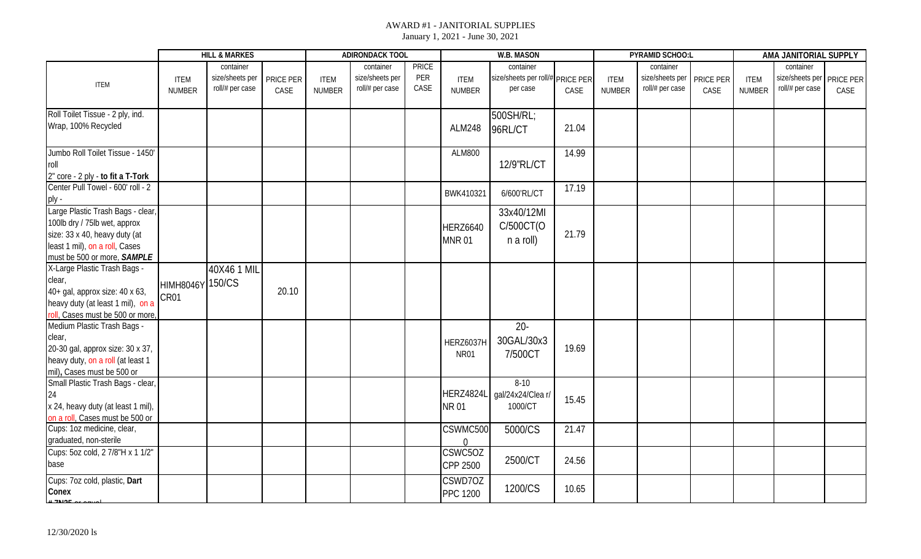# AWARD #1 - JANITORIAL SUPPLIES

January 1, 2021 - June 30, 2021

| | HILL & MARKES | | | ADIRONDACK TOOL | | | W.B. MASON | | | PYRAMID SCHOO:L | | | AMA JANITORIAL SUPPLY | | |
|---|---|---|---|---|---|---|---|---|---|---|---|---|---|---|---|
| ITEM | ITEM NUMBER | container size/sheets per roll/# per case | PRICE PER CASE | ITEM NUMBER | container size/sheets per roll/# per case | PRICE PER CASE | ITEM NUMBER | container size/sheets per roll/# per case | PRICE PER CASE | ITEM NUMBER | container size/sheets per roll/# per case | PRICE PER CASE | ITEM NUMBER | container size/sheets per roll/# per case | PRICE PER CASE |
| Roll Toilet Tissue - 2 ply, ind. Wrap, 100% Recycled | | | | | | | ALM248 | 500SH/RL; 96RL/CT | 21.04 | | | | | | |
| Jumbo Roll Toilet Tissue - 1450' roll 2" core - 2 ply - **to fit a T-Tork** | | | | | | | ALM800 | 12/9"RL/CT | 14.99 | | | | | | |
| Center Pull Towel - 600' roll - 2 ply - | | | | | | | BWK410321 | 6/600'RL/CT | 17.19 | | | | | | |
| Large Plastic Trash Bags - clear, 100lb dry / 75lb wet, approx size: 33 x 40, heavy duty (at least 1 mil), on a roll, Cases must be 500 or more, ***SAMPLE*** | | | | | | | HERZ6640 MNR 01 | 33x40/12MIC/500CT(On a roll) | 21.79 | | | | | | |
| X-Large Plastic Trash Bags - clear, 40+ gal, approx size: 40 x 63, heavy duty (at least 1 mil), on a roll, Cases must be 500 or more, | HIMH8046YCR01 | 40X46 1 MIL 150/CS | 20.10 | | | | | | | | | | | | |
| Medium Plastic Trash Bags - clear, 20-30 gal, approx size: 30 x 37, heavy duty, on a roll (at least 1 mil), Cases must be 500 or | | | | | | | HERZ6037HNR01 | 20-30GAL/30x37/500CT | 19.69 | | | | | | |
| Small Plastic Trash Bags - clear, 24 x 24, heavy duty (at least 1 mil), on a roll, Cases must be 500 or | | | | | | | HERZ4824LNR 01 | 8-10 gal/24x24/Clear/1000/CT | 15.45 | | | | | | |
| Cups: 1oz medicine, clear, graduated, non-sterile | | | | | | | CSWMC5000 | 5000/CS | 21.47 | | | | | | |
| Cups: 5oz cold, 2 7/8"H x 1 1/2" base | | | | | | | CSWC5OZ CPP 2500 | 2500/CT | 24.56 | | | | | | |
| Cups: 7oz cold, plastic, **Dart Conex** # 7N35 or equal | | | | | | | CSWD7OZ PPC 1200 | 1200/CS | 10.65 | | | | | | |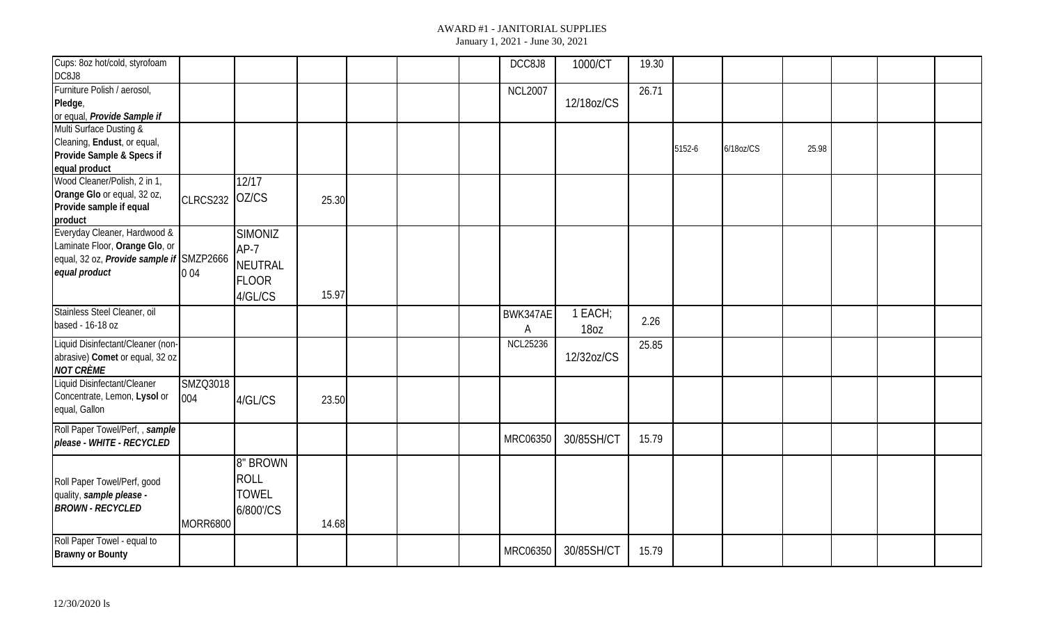# AWARD #1 - JANITORIAL SUPPLIES

January 1, 2021 - June 30, 2021

| | | | | | | | | | | | | | | | |
|---|---|---|---|---|---|---|---|---|---|---|---|---|---|---|---|
| Cups: 8oz hot/cold, styrofoam DC8J8 | | | | | | | DCC8J8 | 1000/CT | 19.30 | | | | | | |
| Furniture Polish / aerosol, **Pledge**, or equal, ***Provide Sample if*** | | | | | | | NCL2007 | 12/18oz/CS | 26.71 | | | | | | |
| Multi Surface Dusting & Cleaning, **Endust**, or equal, **Provide Sample & Specs if equal product** | | | | | | | | | | 5152-6 | 6/18oz/CS | 25.98 | | | |
| Wood Cleaner/Polish, 2 in 1, **Orange Glo** or equal, 32 oz, **Provide sample if equal product** | CLRCS232 | 12/17 OZ/CS | 25.30 | | | | | | | | | | | | |
| Everyday Cleaner, Hardwood & Laminate Floor, **Orange Glo**, or equal, 32 oz, ***Provide sample if equal product*** | SMZP2666 0 04 | SIMONIZ AP-7 NEUTRAL FLOOR 4/GL/CS | 15.97 | | | | | | | | | | | | |
| Stainless Steel Cleaner, oil based - 16-18 oz | | | | | | | BWK347AE A | 1 EACH; 18oz | 2.26 | | | | | | |
| Liquid Disinfectant/Cleaner (non-abrasive) **Comet** or equal, 32 oz ***NOT CRÈME*** | | | | | | | NCL25236 | 12/32oz/CS | 25.85 | | | | | | |
| Liquid Disinfectant/Cleaner Concentrate, Lemon, **Lysol** or equal, Gallon | SMZQ3018 004 | 4/GL/CS | 23.50 | | | | | | | | | | | | |
| Roll Paper Towel/Perf, , ***sample please - WHITE - RECYCLED*** | | | | | | | MRC06350 | 30/85SH/CT | 15.79 | | | | | | |
| Roll Paper Towel/Perf, good quality, ***sample please - BROWN - RECYCLED*** | MORR6800 | 8" BROWN ROLL TOWEL 6/800'/CS | 14.68 | | | | | | | | | | | | |
| Roll Paper Towel - equal to **Brawny or Bounty** | | | | | | | MRC06350 | 30/85SH/CT | 15.79 | | | | | | |

12/30/2020 ls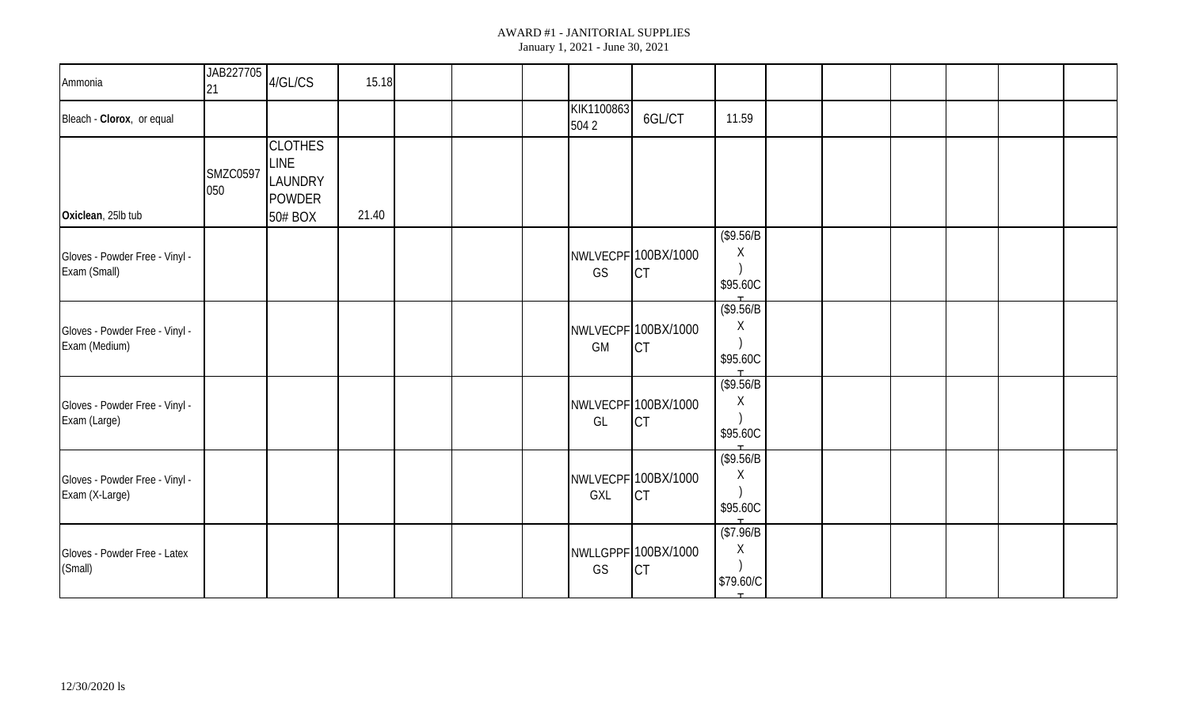AWARD #1 - JANITORIAL SUPPLIES
January 1, 2021 - June 30, 2021

| | | | | | | | | | | | | | | | |
|---|---|---|---|---|---|---|---|---|---|---|---|---|---|---|---|
| Ammonia | JAB22770521 | 4/GL/CS | 15.18 | | | | | | | | | | | | |
| Bleach - **Clorox**, or equal | | | | | | | KIK1100863504 2 | 6GL/CT | 11.59 | | | | | | |
| **Oxiclean**, 25lb tub | SMZC0597050 | CLOTHES LINE LAUNDRY POWDER 50# BOX | 21.40 | | | | | | | | | | | | |
| Gloves - Powder Free - Vinyl - Exam (Small) | | | | | | | NWLVECPFGS | 100BX/1000CT | ($9.56/BX) $95.60CT | | | | | | |
| Gloves - Powder Free - Vinyl - Exam (Medium) | | | | | | | NWLVECPFGM | 100BX/1000CT | ($9.56/BX) $95.60CT | | | | | | |
| Gloves - Powder Free - Vinyl - Exam (Large) | | | | | | | NWLVECPFGL | 100BX/1000CT | ($9.56/BX) $95.60CT | | | | | | |
| Gloves - Powder Free - Vinyl - Exam (X-Large) | | | | | | | NWLVECPFGXL | 100BX/1000CT | ($9.56/BX) $95.60CT | | | | | | |
| Gloves - Powder Free - Latex (Small) | | | | | | | NWLLGPPFGS | 100BX/1000CT | ($7.96/BX) $79.60/CT | | | | | | |

12/30/2020 ls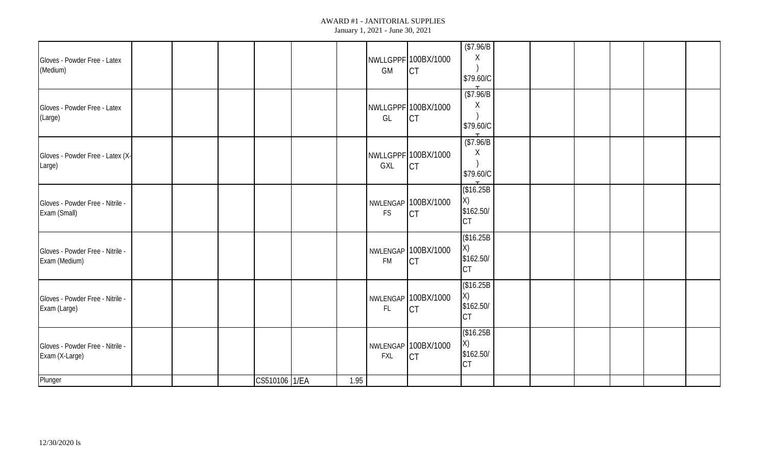| | | | | | | | | | | | | | | | |
|---|---|---|---|---|---|---|---|---|---|---|---|---|---|---|---|
| Gloves - Powder Free - Latex (Medium) | | | | | | | NWLLGPPFGM | 100BX/1000CT | ($7.96/BX) $79.60/CT | | | | | | |
| Gloves - Powder Free - Latex (Large) | | | | | | | NWLLGPPFGL | 100BX/1000CT | ($7.96/BX) $79.60/CT | | | | | | |
| Gloves - Powder Free - Latex (X-Large) | | | | | | | NWLLGPPFGXL | 100BX/1000CT | ($7.96/BX) $79.60/CT | | | | | | |
| Gloves - Powder Free - Nitrile - Exam (Small) | | | | | | | NWLENGAPFS | 100BX/1000CT | ($16.25BX) $162.50/CT | | | | | | |
| Gloves - Powder Free - Nitrile - Exam (Medium) | | | | | | | NWLENGAPFM | 100BX/1000CT | ($16.25BX) $162.50/CT | | | | | | |
| Gloves - Powder Free - Nitrile - Exam (Large) | | | | | | | NWLENGAPFL | 100BX/1000CT | ($16.25BX) $162.50/CT | | | | | | |
| Gloves - Powder Free - Nitrile - Exam (X-Large) | | | | | | | NWLENGAPFXL | 100BX/1000CT | ($16.25BX) $162.50/CT | | | | | | |
| Plunger | | | | CS510106 | 1/EA | 1.95 | | | | | | | | | |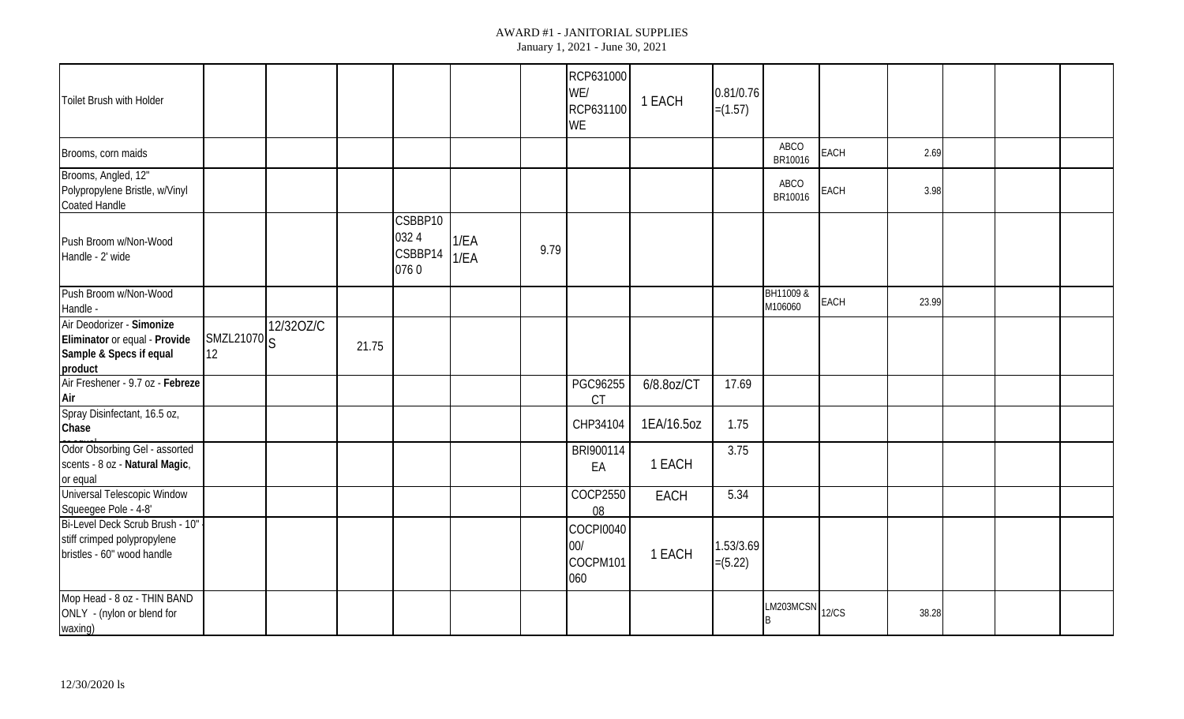AWARD #1 - JANITORIAL SUPPLIES
January 1, 2021 - June 30, 2021

| | | | | | | | | | | | | | | | |
|---|---|---|---|---|---|---|---|---|---|---|---|---|---|---|---|
| Toilet Brush with Holder | | | | | | | RCP631000WE/ RCP631100WE | 1 EACH | 0.81/0.76 =(1.57) | | | | | | |
| Brooms, corn maids | | | | | | | | | | ABCO BR10016 | EACH | 2.69 | | | |
| Brooms, Angled, 12" Polypropylene Bristle, w/Vinyl Coated Handle | | | | | | | | | | ABCO BR10016 | EACH | 3.98 | | | |
| Push Broom w/Non-Wood Handle - 2' wide | | | | CSBBP10032 4 CSBBP14076 0 | 1/EA 1/EA | 9.79 | | | | | | | | | |
| Push Broom w/Non-Wood Handle - | | | | | | | | | | BH11009 & M106060 | EACH | 23.99 | | | |
| Air Deodorizer - **Simonize Eliminator** or equal - **Provide Sample & Specs if equal product** | SMZL2107012 | 12/32OZ/CS | 21.75 | | | | | | | | | | | | |
| Air Freshener - 9.7 oz - **Febreze Air** | | | | | | | PGC96255CT | 6/8.8oz/CT | 17.69 | | | | | | |
| Spray Disinfectant, 16.5 oz, **Chase** | | | | | | | CHP34104 | 1EA/16.5oz | 1.75 | | | | | | |
| Odor Obsorbing Gel - assorted scents - 8 oz - **Natural Magic**, or equal | | | | | | | BRI900114EA | 1 EACH | 3.75 | | | | | | |
| Universal Telescopic Window Squeegee Pole - 4-8' | | | | | | | COCP255008 | EACH | 5.34 | | | | | | |
| Bi-Level Deck Scrub Brush - 10" - stiff crimped polypropylene bristles - 60" wood handle | | | | | | | COCPI004000/ COCPM101060 | 1 EACH | 1.53/3.69 =(5.22) | | | | | | |
| Mop Head - 8 oz - THIN BAND ONLY - (nylon or blend for waxing) | | | | | | | | | | LM203MCSNB | 12/CS | 38.28 | | | |

12/30/2020 ls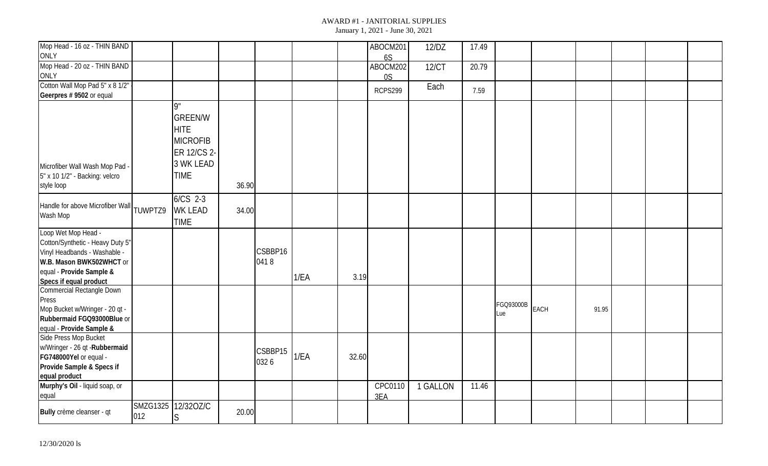AWARD #1 - JANITORIAL SUPPLIES
January 1, 2021 - June 30, 2021

| | | | | | | | | | | | | | | | | |
|---|---|---|---|---|---|---|---|---|---|---|---|---|---|---|---|---|
| Mop Head - 16 oz - THIN BAND ONLY | | | | | | | ABOCM2016S | 12/DZ | 17.49 | | | | | | | |
| Mop Head - 20 oz - THIN BAND ONLY | | | | | | | ABOCM2020S | 12/CT | 20.79 | | | | | | | |
| Cotton Wall Mop Pad 5" x 8 1/2" - **Geerpres # 9502** or equal | | | | | | | RCPS299 | Each | 7.59 | | | | | | | |
| Microfiber Wall Wash Mop Pad - 5" x 10 1/2" - Backing: velcro style loop | | 9" GREEN/WHITE MICROFIBER 12/CS 2-3 WK LEAD TIME | 36.90 | | | | | | | | | | | | | |
| Handle for above Microfiber Wall Wash Mop | TUWPTZ9 | 6/CS 2-3 WK LEAD TIME | 34.00 | | | | | | | | | | | | | |
| Loop Wet Mop Head - Cotton/Synthetic - Heavy Duty 5" Vinyl Headbands - Washable - **W.B. Mason BWK502WHCT** or equal - **Provide Sample & Specs if equal product** | | | | CSBBP160418 | 1/EA | 3.19 | | | | | | | | | | |
| Commercial Rectangle Down Press Mop Bucket w/Wringer - 20 qt - **Rubbermaid FGQ93000Blue** or equal - **Provide Sample &** | | | | | | | | | | FGQ93000BLue | EACH | 91.95 | | | | |
| Side Press Mop Bucket w/Wringer - 26 qt -**Rubbermaid FG748000Yel** or equal - **Provide Sample & Specs if equal product** | | | | CSBBP150326 | 1/EA | 32.60 | | | | | | | | | | |
| **Murphy's Oil** - liquid soap, or equal | | | | | | | CPC01103EA | 1 GALLON | 11.46 | | | | | | | |
| **Bully** crème cleanser - qt | SMZG1325012 | 12/32OZ/CS | 20.00 | | | | | | | | | | | | | |

12/30/2020 ls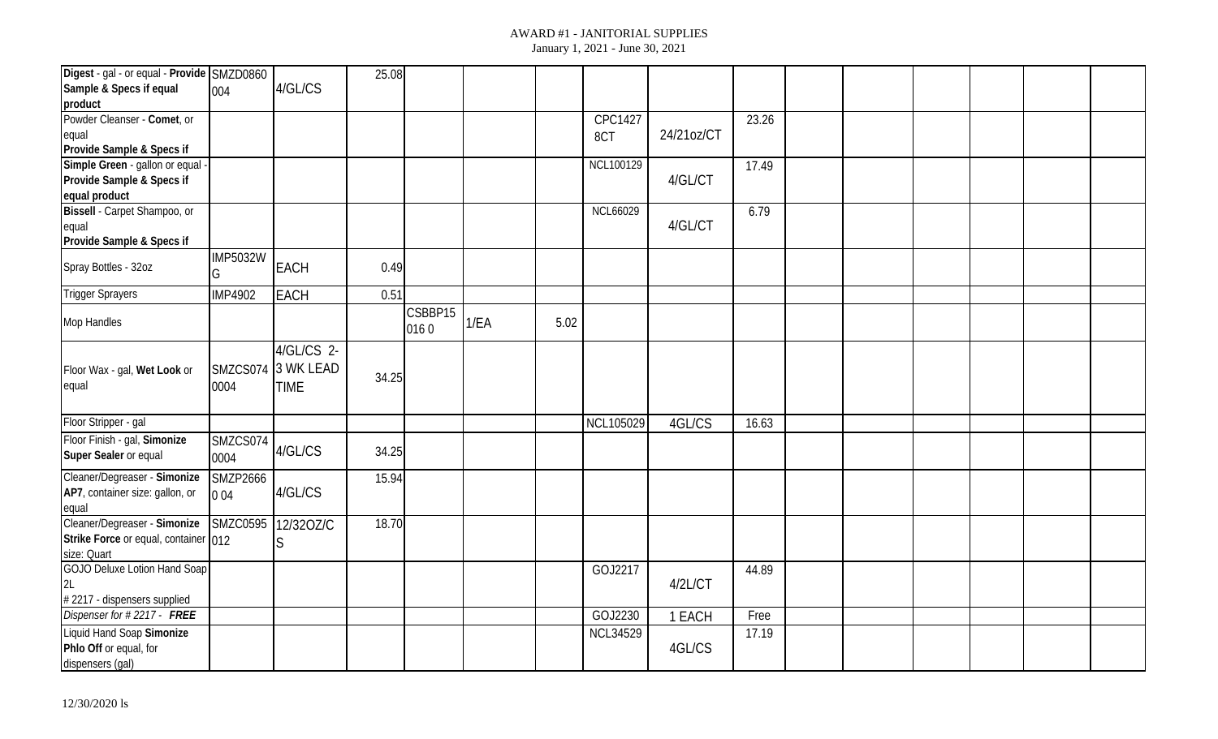AWARD #1 - JANITORIAL SUPPLIES
January 1, 2021 - June 30, 2021

| | | | | | | | | | | | | | | | |
|---|---|---|---|---|---|---|---|---|---|---|---|---|---|---|---|
| Digest - gal - or equal - **Provide Sample & Specs if equal product** | SMZD0860 004 | 4/GL/CS | 25.08 | | | | | | | | | | | | |
| Powder Cleanser - **Comet**, or equal **Provide Sample & Specs if** | | | | | | | CPC1427 8CT | 24/21oz/CT | 23.26 | | | | | | |
| **Simple Green** - gallon or equal - **Provide Sample & Specs if equal product** | | | | | | | NCL100129 | 4/GL/CT | 17.49 | | | | | | |
| **Bissell** - Carpet Shampoo, or equal **Provide Sample & Specs if** | | | | | | | NCL66029 | 4/GL/CT | 6.79 | | | | | | |
| Spray Bottles - 32oz | IMP5032WG | EACH | 0.49 | | | | | | | | | | | | |
| Trigger Sprayers | IMP4902 | EACH | 0.51 | | | | | | | | | | | | |
| Mop Handles | | | | CSBBP15 016 0 | 1/EA | 5.02 | | | | | | | | | |
| Floor Wax - gal, **Wet Look** or equal | SMZCS074 0004 | 4/GL/CS 2-3 WK LEAD TIME | 34.25 | | | | | | | | | | | | |
| Floor Stripper - gal | | | | | | | NCL105029 | 4GL/CS | 16.63 | | | | | | |
| Floor Finish - gal, **Simonize Super Sealer** or equal | SMZCS074 0004 | 4/GL/CS | 34.25 | | | | | | | | | | | | |
| Cleaner/Degreaser - **Simonize AP7**, container size: gallon, or equal | SMZP2666 0 04 | 4/GL/CS | 15.94 | | | | | | | | | | | | |
| Cleaner/Degreaser - **Simonize Strike Force** or equal, container size: Quart | SMZC0595 012 | 12/32OZ/CS | 18.70 | | | | | | | | | | | | |
| GOJO Deluxe Lotion Hand Soap 2L # 2217 - dispensers supplied | | | | | | | GOJ2217 | 4/2L/CT | 44.89 | | | | | | |
| *Dispenser for # 2217 - **FREE*** | | | | | | | GOJ2230 | 1 EACH | Free | | | | | | |
| Liquid Hand Soap **Simonize Phlo Off** or equal, for dispensers (gal) | | | | | | | NCL34529 | 4GL/CS | 17.19 | | | | | | |

12/30/2020 ls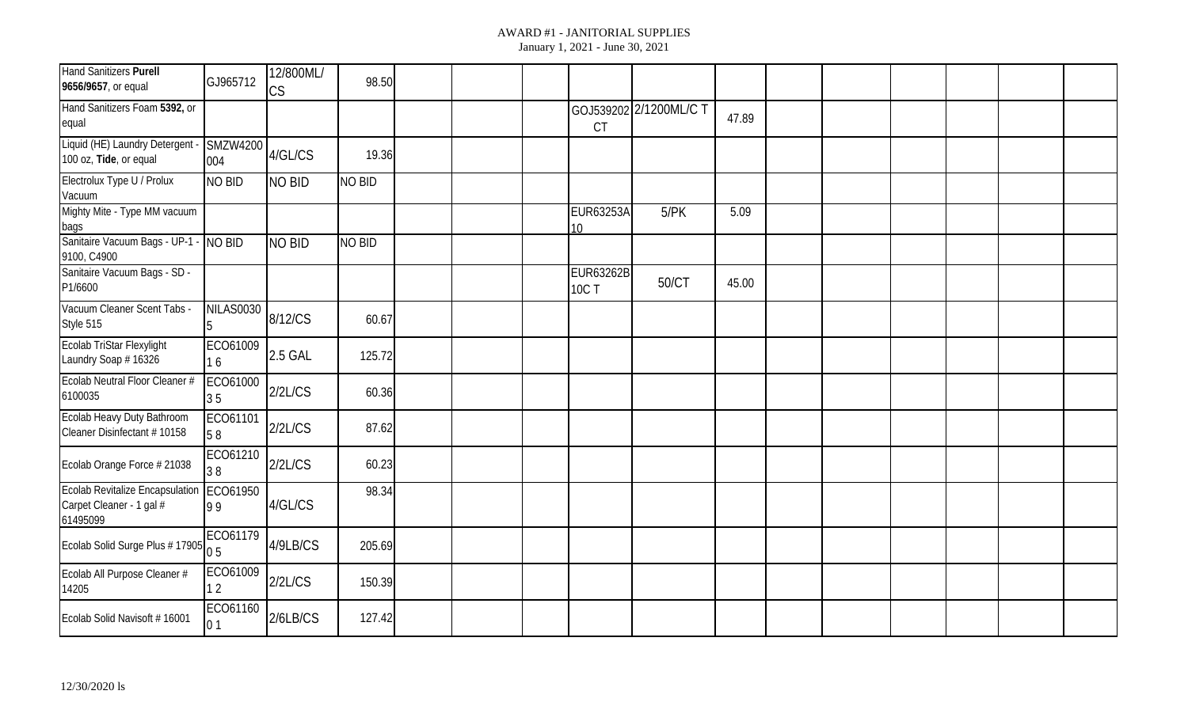AWARD #1 - JANITORIAL SUPPLIES
January 1, 2021 - June 30, 2021

| | | | | | | | | | | | | | | | | |
|---|---|---|---|---|---|---|---|---|---|---|---|---|---|---|---|---|
| Hand Sanitizers **Purell 9656/9657**, or equal | GJ965712 | 12/800ML/CS | 98.50 | | | | | | | | | | | | | |
| Hand Sanitizers Foam **5392,** or equal | | | | | | | GOJ539202 CT | 2/1200ML/C T | 47.89 | | | | | | | |
| Liquid (HE) Laundry Detergent - 100 oz, **Tide**, or equal | SMZW4200 004 | 4/GL/CS | 19.36 | | | | | | | | | | | | | |
| Electrolux Type U / Prolux Vacuum | NO BID | NO BID | NO BID | | | | | | | | | | | | | |
| Mighty Mite - Type MM vacuum bags | | | | | | | EUR63253A 10 | 5/PK | 5.09 | | | | | | | |
| Sanitaire Vacuum Bags - UP-1 - 9100, C4900 | NO BID | NO BID | NO BID | | | | | | | | | | | | | |
| Sanitaire Vacuum Bags - SD - P1/6600 | | | | | | | EUR63262B 10C T | 50/CT | 45.00 | | | | | | | |
| Vacuum Cleaner Scent Tabs - Style 515 | NILAS0030 5 | 8/12/CS | 60.67 | | | | | | | | | | | | | |
| Ecolab TriStar Flexylight Laundry Soap # 16326 | ECO61009 1 6 | 2.5 GAL | 125.72 | | | | | | | | | | | | | |
| Ecolab Neutral Floor Cleaner # 6100035 | ECO61000 3 5 | 2/2L/CS | 60.36 | | | | | | | | | | | | | |
| Ecolab Heavy Duty Bathroom Cleaner Disinfectant # 10158 | ECO61101 5 8 | 2/2L/CS | 87.62 | | | | | | | | | | | | | |
| Ecolab Orange Force # 21038 | ECO61210 3 8 | 2/2L/CS | 60.23 | | | | | | | | | | | | | |
| Ecolab Revitalize Encapsulation Carpet Cleaner - 1 gal # 61495099 | ECO61950 9 9 | 4/GL/CS | 98.34 | | | | | | | | | | | | | |
| Ecolab Solid Surge Plus # 17905 | ECO61179 0 5 | 4/9LB/CS | 205.69 | | | | | | | | | | | | | |
| Ecolab All Purpose Cleaner # 14205 | ECO61009 1 2 | 2/2L/CS | 150.39 | | | | | | | | | | | | | |
| Ecolab Solid Navisoft # 16001 | ECO61160 0 1 | 2/6LB/CS | 127.42 | | | | | | | | | | | | | |

12/30/2020 ls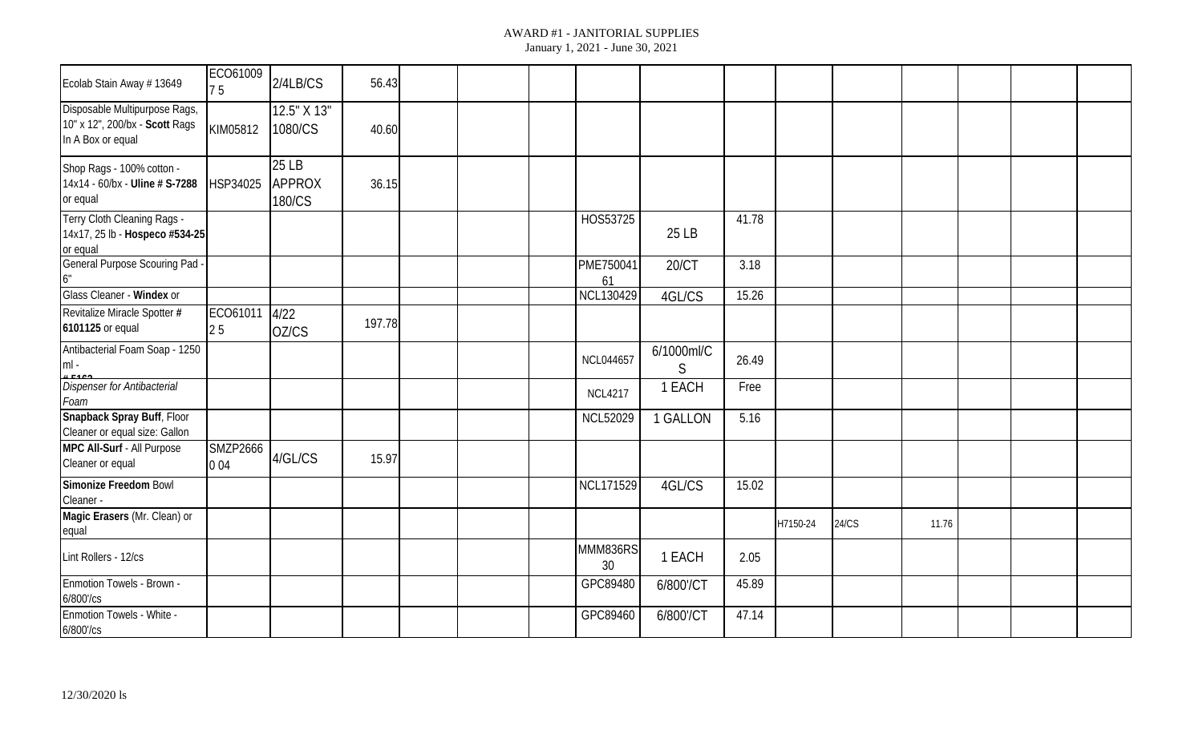AWARD #1 - JANITORIAL SUPPLIES
January 1, 2021 - June 30, 2021

| | | | | | | | | | | | | | | | | |
|---|---|---|---|---|---|---|---|---|---|---|---|---|---|---|---|---|
| Ecolab Stain Away # 13649 | ECO61009 75 | 2/4LB/CS | 56.43 | | | | | | | | | | | | | |
| Disposable Multipurpose Rags, 10" x 12", 200/bx - **Scott** Rags In A Box or equal | KIM05812 | 12.5" X 13" 1080/CS | 40.60 | | | | | | | | | | | | | |
| Shop Rags - 100% cotton - 14x14 - 60/bx - **Uline # S-7288** or equal | HSP34025 | 25 LB APPROX 180/CS | 36.15 | | | | | | | | | | | | | |
| Terry Cloth Cleaning Rags - 14x17, 25 lb - **Hospeco #534-25** or equal | | | | | | | HOS53725 | 25 LB | 41.78 | | | | | | | |
| General Purpose Scouring Pad - 6" | | | | | | | PME75004161 | 20/CT | 3.18 | | | | | | | |
| Glass Cleaner - **Windex** or | | | | | | | NCL130429 | 4GL/CS | 15.26 | | | | | | | |
| Revitalize Miracle Spotter **# 6101125** or equal | ECO61011 25 | 4/22 OZ/CS | 197.78 | | | | | | | | | | | | | |
| Antibacterial Foam Soap - 1250 ml - # 5162 | | | | | | | NCL044657 | 6/1000ml/CS | 26.49 | | | | | | | |
| *Dispenser for Antibacterial Foam* | | | | | | | NCL4217 | 1 EACH | Free | | | | | | | |
| **Snapback Spray Buff**, Floor Cleaner or equal size: Gallon | | | | | | | NCL52029 | 1 GALLON | 5.16 | | | | | | | |
| **MPC All-Surf** - All Purpose Cleaner or equal | SMZP266604 | 4/GL/CS | 15.97 | | | | | | | | | | | | | |
| **Simonize Freedom** Bowl Cleaner - | | | | | | | NCL171529 | 4GL/CS | 15.02 | | | | | | | |
| **Magic Erasers** (Mr. Clean) or equal | | | | | | | | | | H7150-24 | 24/CS | 11.76 | | | | |
| Lint Rollers - 12/cs | | | | | | | MMM836RS30 | 1 EACH | 2.05 | | | | | | | |
| Enmotion Towels - Brown - 6/800'/cs | | | | | | | GPC89480 | 6/800'/CT | 45.89 | | | | | | | |
| Enmotion Towels - White - 6/800'/cs | | | | | | | GPC89460 | 6/800'/CT | 47.14 | | | | | | | |

12/30/2020 ls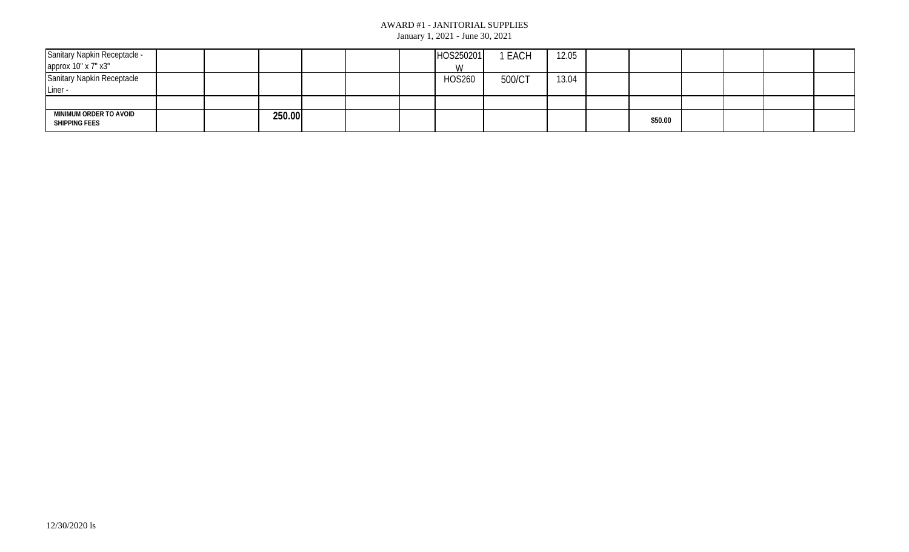AWARD #1 - JANITORIAL SUPPLIES
January 1, 2021 - June 30, 2021

| | | | | | | | | | | | | | | | |
|---|---|---|---|---|---|---|---|---|---|---|---|---|---|---|---|
| Sanitary Napkin Receptacle - approx 10" x 7" x3" | | | | | | | HOS250201W | 1 EACH | 12.05 | | | | | | |
| Sanitary Napkin Receptacle Liner - | | | | | | | HOS260 | 500/CT | 13.04 | | | | | | |
| | | | | | | | | | | | | | | | |
| **MINIMUM ORDER TO AVOID SHIPPING FEES** | | | **250.00** | | | | | | | | **$50.00** | | | | |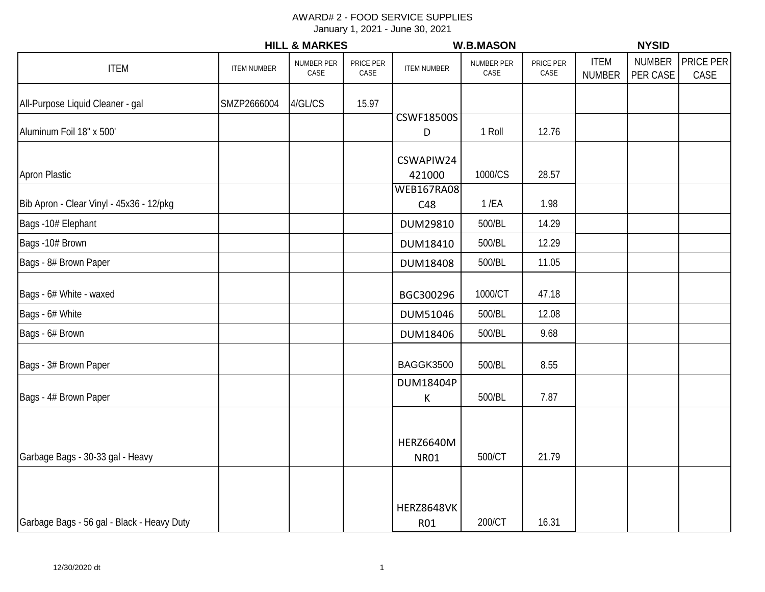AWARD# 2 - FOOD SERVICE SUPPLIES
January 1, 2021 - June 30, 2021

| ITEM | HILL & MARKES | | | W.B.MASON | | | NYSID | | |
|---|---|---|---|---|---|---|---|---|---|
| | ITEM NUMBER | NUMBER PER CASE | PRICE PER CASE | ITEM NUMBER | NUMBER PER CASE | PRICE PER CASE | ITEM NUMBER | NUMBER PER CASE | PRICE PER CASE |
| All-Purpose Liquid Cleaner - gal | SMZP2666004 | 4/GL/CS | 15.97 | | | | | | |
| Aluminum Foil 18" x 500' | | | | CSWF18500SD | 1 Roll | 12.76 | | | |
| Apron Plastic | | | | CSWAPIW24421000 | 1000/CS | 28.57 | | | |
| Bib Apron - Clear Vinyl - 45x36 - 12/pkg | | | | WEB167RA08C48 | 1 /EA | 1.98 | | | |
| Bags -10# Elephant | | | | DUM29810 | 500/BL | 14.29 | | | |
| Bags -10# Brown | | | | DUM18410 | 500/BL | 12.29 | | | |
| Bags - 8# Brown Paper | | | | DUM18408 | 500/BL | 11.05 | | | |
| Bags - 6# White - waxed | | | | BGC300296 | 1000/CT | 47.18 | | | |
| Bags - 6# White | | | | DUM51046 | 500/BL | 12.08 | | | |
| Bags - 6# Brown | | | | DUM18406 | 500/BL | 9.68 | | | |
| Bags - 3# Brown Paper | | | | BAGGK3500 | 500/BL | 8.55 | | | |
| Bags - 4# Brown Paper | | | | DUM18404PK | 500/BL | 7.87 | | | |
| Garbage Bags - 30-33 gal - Heavy | | | | HERZ6640MNR01 | 500/CT | 21.79 | | | |
| Garbage Bags - 56 gal - Black - Heavy Duty | | | | HERZ8648VKR01 | 200/CT | 16.31 | | | |

12/30/2020 dt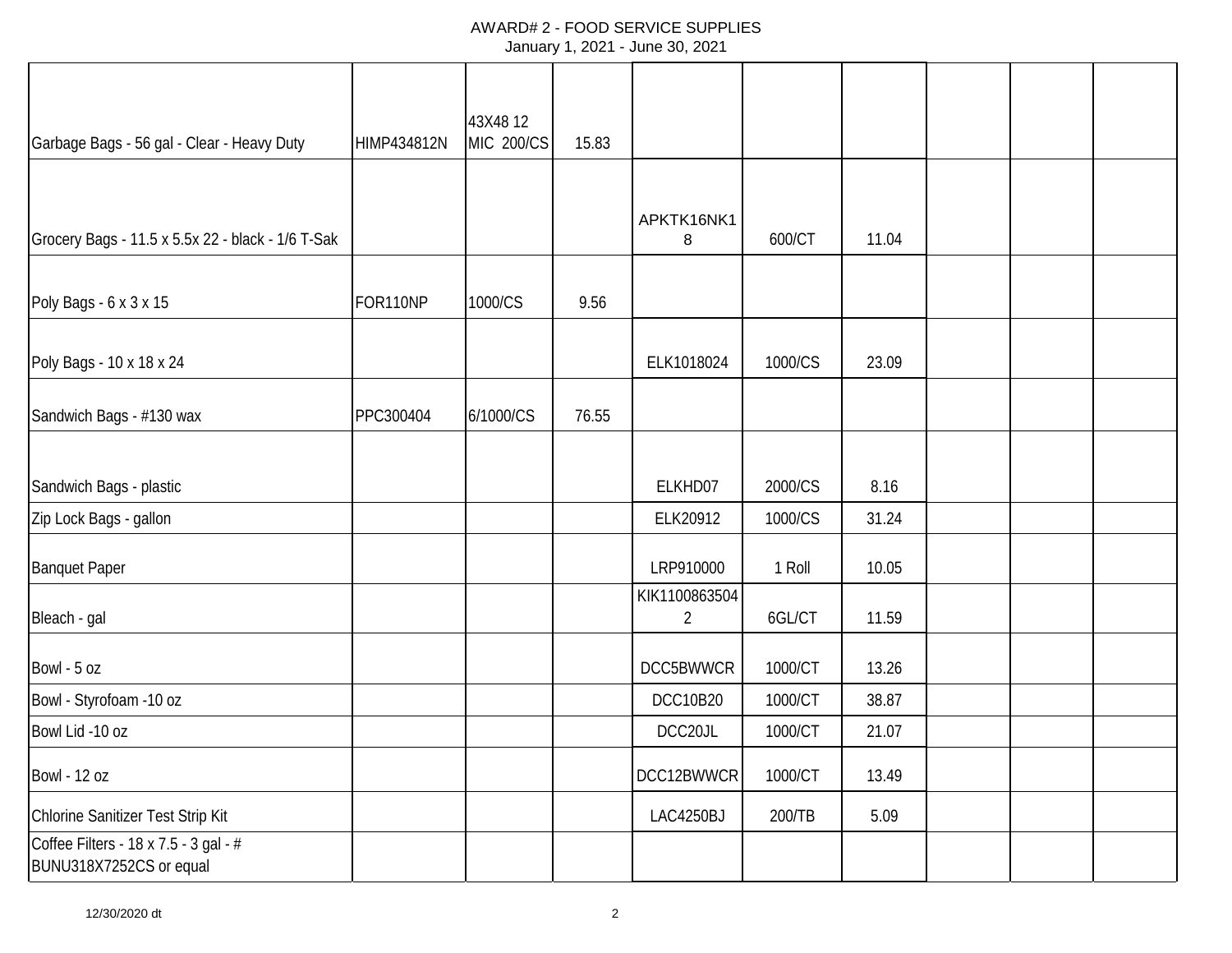AWARD# 2 - FOOD SERVICE SUPPLIES
January 1, 2021 - June 30, 2021

| | | | | | | | | | |
|---|---|---|---|---|---|---|---|---|---|
| Garbage Bags - 56 gal - Clear - Heavy Duty | HIMP434812N | 43X48 12 MIC 200/CS | 15.83 | | | | | | |
| Grocery Bags - 11.5 x 5.5x 22 - black - 1/6 T-Sak | | | | APKTK16NK18 | 600/CT | 11.04 | | | |
| Poly Bags - 6 x 3 x 15 | FOR110NP | 1000/CS | 9.56 | | | | | | |
| Poly Bags - 10 x 18 x 24 | | | | ELK1018024 | 1000/CS | 23.09 | | | |
| Sandwich Bags - #130 wax | PPC300404 | 6/1000/CS | 76.55 | | | | | | |
| Sandwich Bags - plastic | | | | ELKHD07 | 2000/CS | 8.16 | | | |
| Zip Lock Bags - gallon | | | | ELK20912 | 1000/CS | 31.24 | | | |
| Banquet Paper | | | | LRP910000 | 1 Roll | 10.05 | | | |
| Bleach - gal | | | | KIK11008635042 | 6GL/CT | 11.59 | | | |
| Bowl - 5 oz | | | | DCC5BWWCR | 1000/CT | 13.26 | | | |
| Bowl - Styrofoam -10 oz | | | | DCC10B20 | 1000/CT | 38.87 | | | |
| Bowl Lid -10 oz | | | | DCC20JL | 1000/CT | 21.07 | | | |
| Bowl - 12 oz | | | | DCC12BWWCR | 1000/CT | 13.49 | | | |
| Chlorine Sanitizer Test Strip Kit | | | | LAC4250BJ | 200/TB | 5.09 | | | |
| Coffee Filters - 18 x 7.5 - 3 gal - # BUNU318X7252CS or equal | | | | | | | | | |

12/30/2020 dt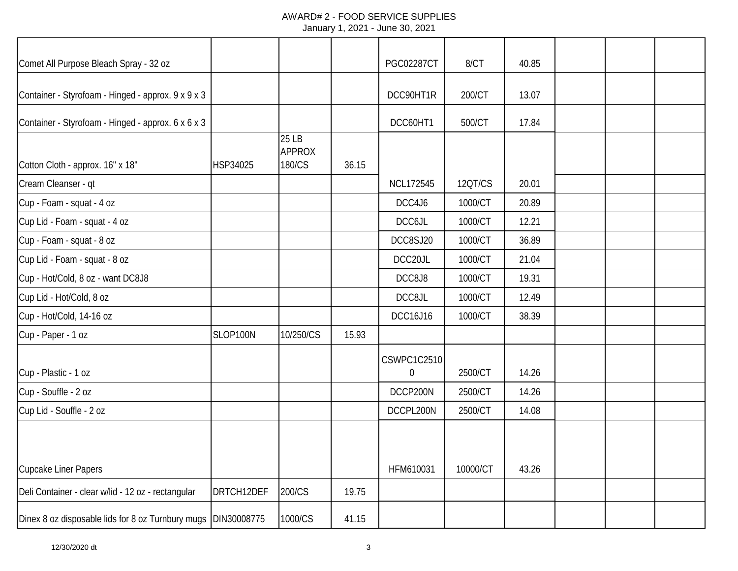AWARD# 2 - FOOD SERVICE SUPPLIES
January 1, 2021 - June 30, 2021

| | | | | | | | | | |
|---|---|---|---|---|---|---|---|---|---|
| Comet All Purpose Bleach Spray - 32 oz | | | | PGC02287CT | 8/CT | 40.85 | | | |
| Container - Styrofoam - Hinged - approx. 9 x 9 x 3 | | | | DCC90HT1R | 200/CT | 13.07 | | | |
| Container - Styrofoam - Hinged - approx. 6 x 6 x 3 | | | | DCC60HT1 | 500/CT | 17.84 | | | |
| Cotton Cloth - approx. 16" x 18" | HSP34025 | 25 LB APPROX 180/CS | 36.15 | | | | | | |
| Cream Cleanser - qt | | | | NCL172545 | 12QT/CS | 20.01 | | | |
| Cup - Foam - squat - 4 oz | | | | DCC4J6 | 1000/CT | 20.89 | | | |
| Cup Lid - Foam - squat - 4 oz | | | | DCC6JL | 1000/CT | 12.21 | | | |
| Cup - Foam - squat - 8 oz | | | | DCC8SJ20 | 1000/CT | 36.89 | | | |
| Cup Lid - Foam - squat - 8 oz | | | | DCC20JL | 1000/CT | 21.04 | | | |
| Cup - Hot/Cold, 8 oz - want DC8J8 | | | | DCC8J8 | 1000/CT | 19.31 | | | |
| Cup Lid - Hot/Cold, 8 oz | | | | DCC8JL | 1000/CT | 12.49 | | | |
| Cup - Hot/Cold, 14-16 oz | | | | DCC16J16 | 1000/CT | 38.39 | | | |
| Cup - Paper - 1 oz | SLOP100N | 10/250/CS | 15.93 | | | | | | |
| Cup - Plastic - 1 oz | | | | CSWPC1C25100 | 2500/CT | 14.26 | | | |
| Cup - Souffle - 2 oz | | | | DCCP200N | 2500/CT | 14.26 | | | |
| Cup Lid - Souffle - 2 oz | | | | DCCPL200N | 2500/CT | 14.08 | | | |
| Cupcake Liner Papers | | | | HFM610031 | 10000/CT | 43.26 | | | |
| Deli Container - clear w/lid - 12 oz - rectangular | DRTCH12DEF | 200/CS | 19.75 | | | | | | |
| Dinex 8 oz disposable lids for 8 oz Turnbury mugs | DIN30008775 | 1000/CS | 41.15 | | | | | | |

12/30/2020 dt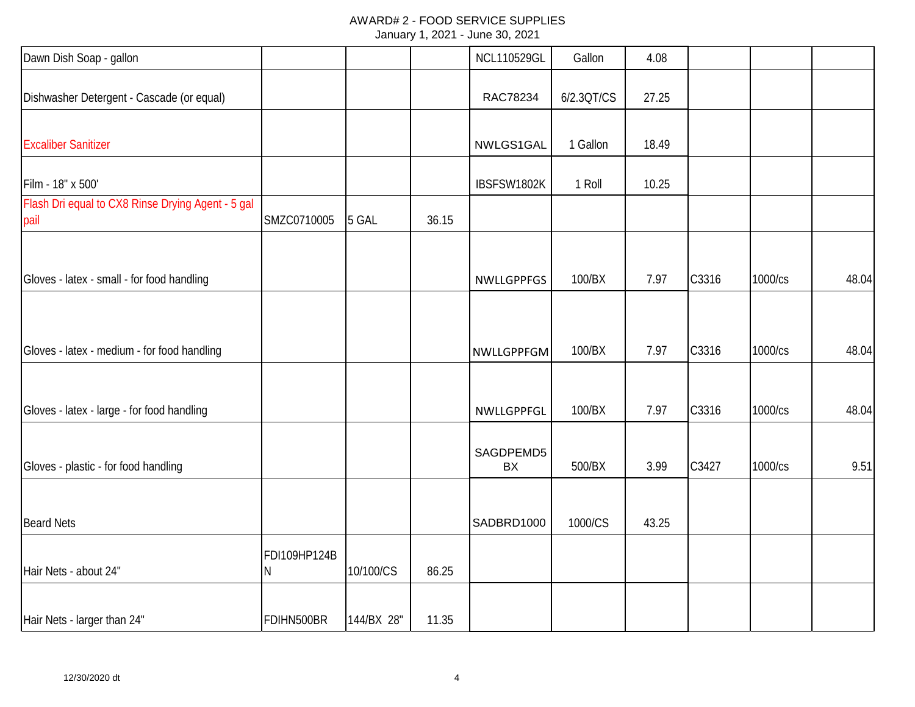AWARD# 2 - FOOD SERVICE SUPPLIES
January 1, 2021 - June 30, 2021

| | | | | | | | | | |
|---|---|---|---|---|---|---|---|---|---|
| Dawn Dish Soap - gallon | | | | NCL110529GL | Gallon | 4.08 | | | |
| Dishwasher Detergent - Cascade (or equal) | | | | RAC78234 | 6/2.3QT/CS | 27.25 | | | |
| Excaliber Sanitizer | | | | NWLGS1GAL | 1 Gallon | 18.49 | | | |
| Film - 18" x 500' | | | | IBSFSW1802K | 1 Roll | 10.25 | | | |
| Flash Dri equal to CX8 Rinse Drying Agent - 5 gal pail | SMZC0710005 | 5 GAL | 36.15 | | | | | | |
| Gloves - latex - small - for food handling | | | | NWLLGPPFGS | 100/BX | 7.97 | C3316 | 1000/cs | 48.04 |
| Gloves - latex - medium - for food handling | | | | NWLLGPPFGM | 100/BX | 7.97 | C3316 | 1000/cs | 48.04 |
| Gloves - latex - large - for food handling | | | | NWLLGPPFGL | 100/BX | 7.97 | C3316 | 1000/cs | 48.04 |
| Gloves - plastic - for food handling | | | | SAGDPEMD5BX | 500/BX | 3.99 | C3427 | 1000/cs | 9.51 |
| Beard Nets | | | | SADBRD1000 | 1000/CS | 43.25 | | | |
| Hair Nets - about 24" | FDI109HP124BN | 10/100/CS | 86.25 | | | | | | |
| Hair Nets - larger than 24" | FDIHN500BR | 144/BX 28" | 11.35 | | | | | | |

12/30/2020 dt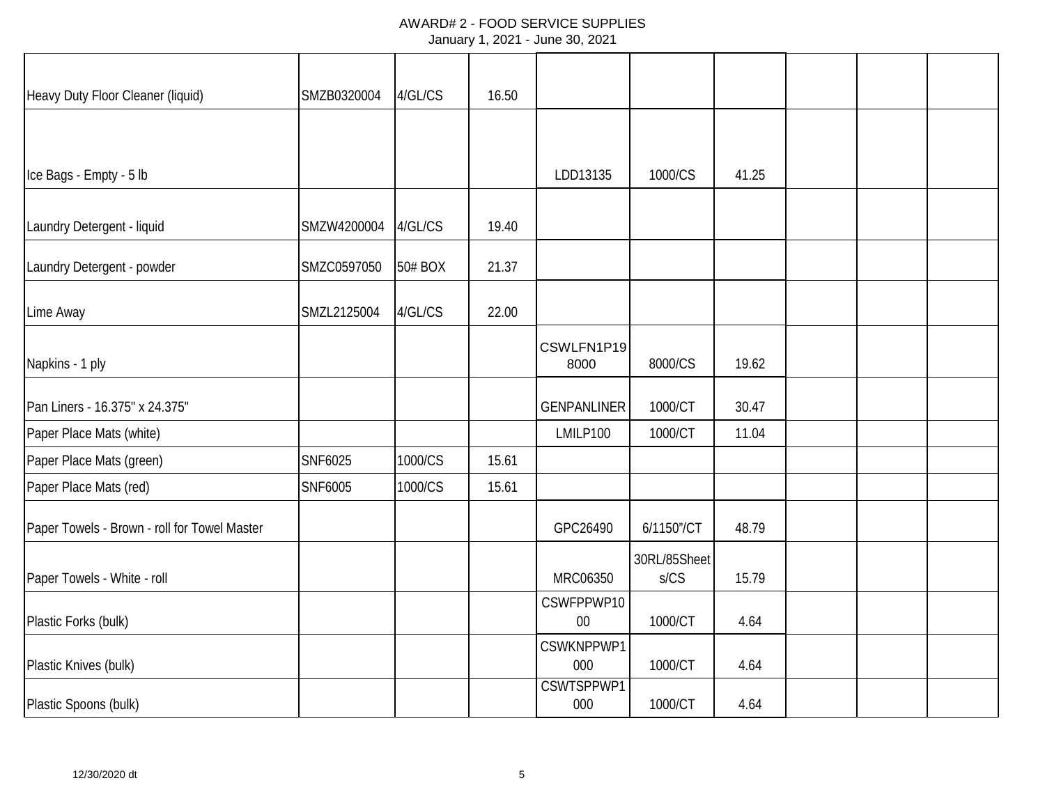AWARD# 2 - FOOD SERVICE SUPPLIES
January 1, 2021 - June 30, 2021

| | | | | | | | | | |
|---|---|---|---|---|---|---|---|---|---|
| Heavy Duty Floor Cleaner (liquid) | SMZB0320004 | 4/GL/CS | 16.50 | | | | | | |
| Ice Bags - Empty - 5 lb | | | | LDD13135 | 1000/CS | 41.25 | | | |
| Laundry Detergent - liquid | SMZW4200004 | 4/GL/CS | 19.40 | | | | | | |
| Laundry Detergent - powder | SMZC0597050 | 50# BOX | 21.37 | | | | | | |
| Lime Away | SMZL2125004 | 4/GL/CS | 22.00 | | | | | | |
| Napkins - 1 ply | | | | CSWLFN1P19 8000 | 8000/CS | 19.62 | | | |
| Pan Liners - 16.375" x 24.375" | | | | GENPANLINER | 1000/CT | 30.47 | | | |
| Paper Place Mats (white) | | | | LMILP100 | 1000/CT | 11.04 | | | |
| Paper Place Mats (green) | SNF6025 | 1000/CS | 15.61 | | | | | | |
| Paper Place Mats (red) | SNF6005 | 1000/CS | 15.61 | | | | | | |
| Paper Towels - Brown - roll for Towel Master | | | | GPC26490 | 6/1150"/CT | 48.79 | | | |
| Paper Towels - White - roll | | | | MRC06350 | 30RL/85Sheet s/CS | 15.79 | | | |
| Plastic Forks (bulk) | | | | CSWFPPWP10 00 | 1000/CT | 4.64 | | | |
| Plastic Knives (bulk) | | | | CSWKNPPWP1 000 | 1000/CT | 4.64 | | | |
| Plastic Spoons (bulk) | | | | CSWTSPPWP1 000 | 1000/CT | 4.64 | | | |

12/30/2020 dt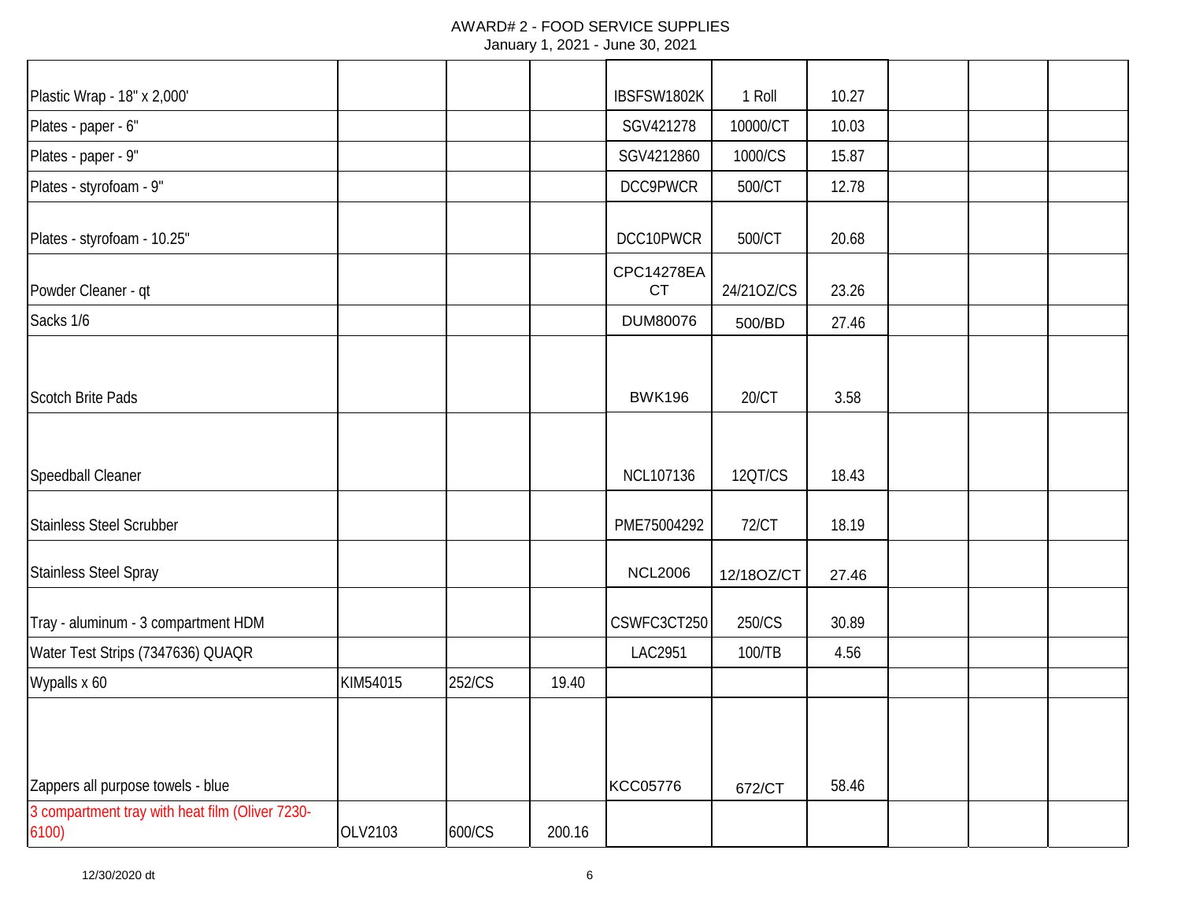AWARD# 2 - FOOD SERVICE SUPPLIES
January 1, 2021 - June 30, 2021

| | | | | | | | | | |
|---|---|---|---|---|---|---|---|---|---|
| Plastic Wrap - 18" x 2,000' | | | | IBSFSW1802K | 1 Roll | 10.27 | | | |
| Plates - paper - 6" | | | | SGV421278 | 10000/CT | 10.03 | | | |
| Plates - paper - 9" | | | | SGV4212860 | 1000/CS | 15.87 | | | |
| Plates - styrofoam - 9" | | | | DCC9PWCR | 500/CT | 12.78 | | | |
| Plates - styrofoam - 10.25" | | | | DCC10PWCR | 500/CT | 20.68 | | | |
| Powder Cleaner - qt | | | | CPC14278EACT | 24/21OZ/CS | 23.26 | | | |
| Sacks 1/6 | | | | DUM80076 | 500/BD | 27.46 | | | |
| Scotch Brite Pads | | | | BWK196 | 20/CT | 3.58 | | | |
| Speedball Cleaner | | | | NCL107136 | 12QT/CS | 18.43 | | | |
| Stainless Steel Scrubber | | | | PME75004292 | 72/CT | 18.19 | | | |
| Stainless Steel Spray | | | | NCL2006 | 12/18OZ/CT | 27.46 | | | |
| Tray - aluminum - 3 compartment HDM | | | | CSWFC3CT250 | 250/CS | 30.89 | | | |
| Water Test Strips (7347636) QUAQR | | | | LAC2951 | 100/TB | 4.56 | | | |
| Wypalls x 60 | KIM54015 | 252/CS | 19.40 | | | | | | |
| Zappers all purpose towels - blue | | | | KCC05776 | 672/CT | 58.46 | | | |
| 3 compartment tray with heat film (Oliver 7230-6100) | OLV2103 | 600/CS | 200.16 | | | | | | |

12/30/2020 dt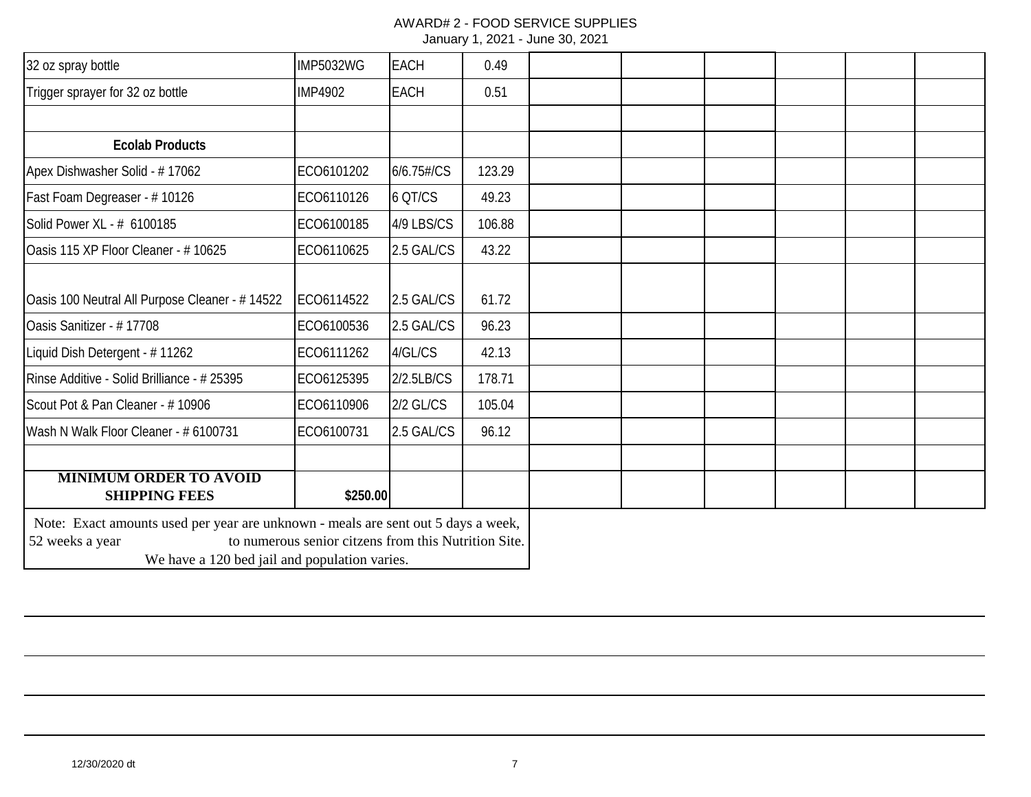AWARD# 2 - FOOD SERVICE SUPPLIES
January 1, 2021 - June 30, 2021

| | | | | | | | | | |
|---|---|---|---|---|---|---|---|---|---|
| 32 oz spray bottle | IMP5032WG | EACH | 0.49 | | | | | | |
| Trigger sprayer for 32 oz bottle | IMP4902 | EACH | 0.51 | | | | | | |
| | | | | | | | | | |
| **Ecolab Products** | | | | | | | | | |
| Apex Dishwasher Solid - # 17062 | ECO6101202 | 6/6.75#/CS | 123.29 | | | | | | |
| Fast Foam Degreaser - # 10126 | ECO6110126 | 6 QT/CS | 49.23 | | | | | | |
| Solid Power XL - # 6100185 | ECO6100185 | 4/9 LBS/CS | 106.88 | | | | | | |
| Oasis 115 XP Floor Cleaner - # 10625 | ECO6110625 | 2.5 GAL/CS | 43.22 | | | | | | |
| Oasis 100 Neutral All Purpose Cleaner - # 14522 | ECO6114522 | 2.5 GAL/CS | 61.72 | | | | | | |
| Oasis Sanitizer - # 17708 | ECO6100536 | 2.5 GAL/CS | 96.23 | | | | | | |
| Liquid Dish Detergent - # 11262 | ECO6111262 | 4/GL/CS | 42.13 | | | | | | |
| Rinse Additive - Solid Brilliance - # 25395 | ECO6125395 | 2/2.5LB/CS | 178.71 | | | | | | |
| Scout Pot & Pan Cleaner - # 10906 | ECO6110906 | 2/2 GL/CS | 105.04 | | | | | | |
| Wash N Walk Floor Cleaner - # 6100731 | ECO6100731 | 2.5 GAL/CS | 96.12 | | | | | | |
| | | | | | | | | | |
| **MINIMUM ORDER TO AVOID SHIPPING FEES** | **$250.00** | | | | | | | | |

Note: Exact amounts used per year are unknown - meals are sent out 5 days a week, 52 weeks a year to numerous senior citzens from this Nutrition Site. We have a 120 bed jail and population varies.

12/30/2020 dt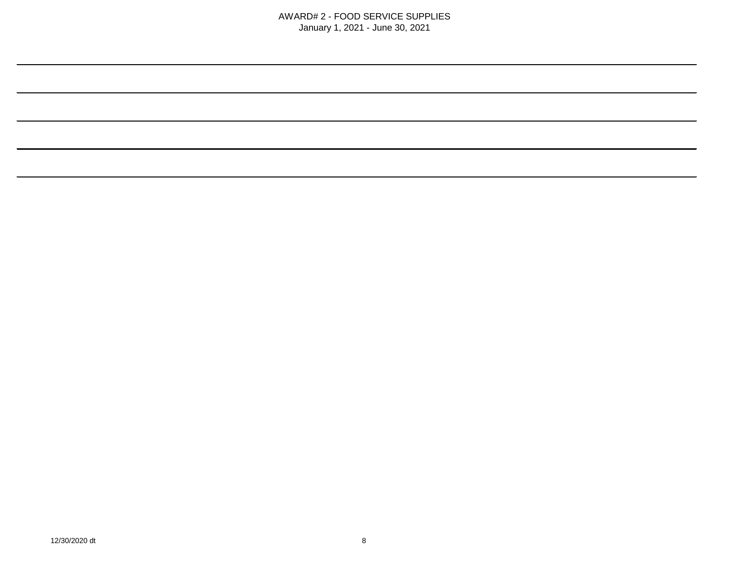AWARD# 2 - FOOD SERVICE SUPPLIES
January 1, 2021 - June 30, 2021